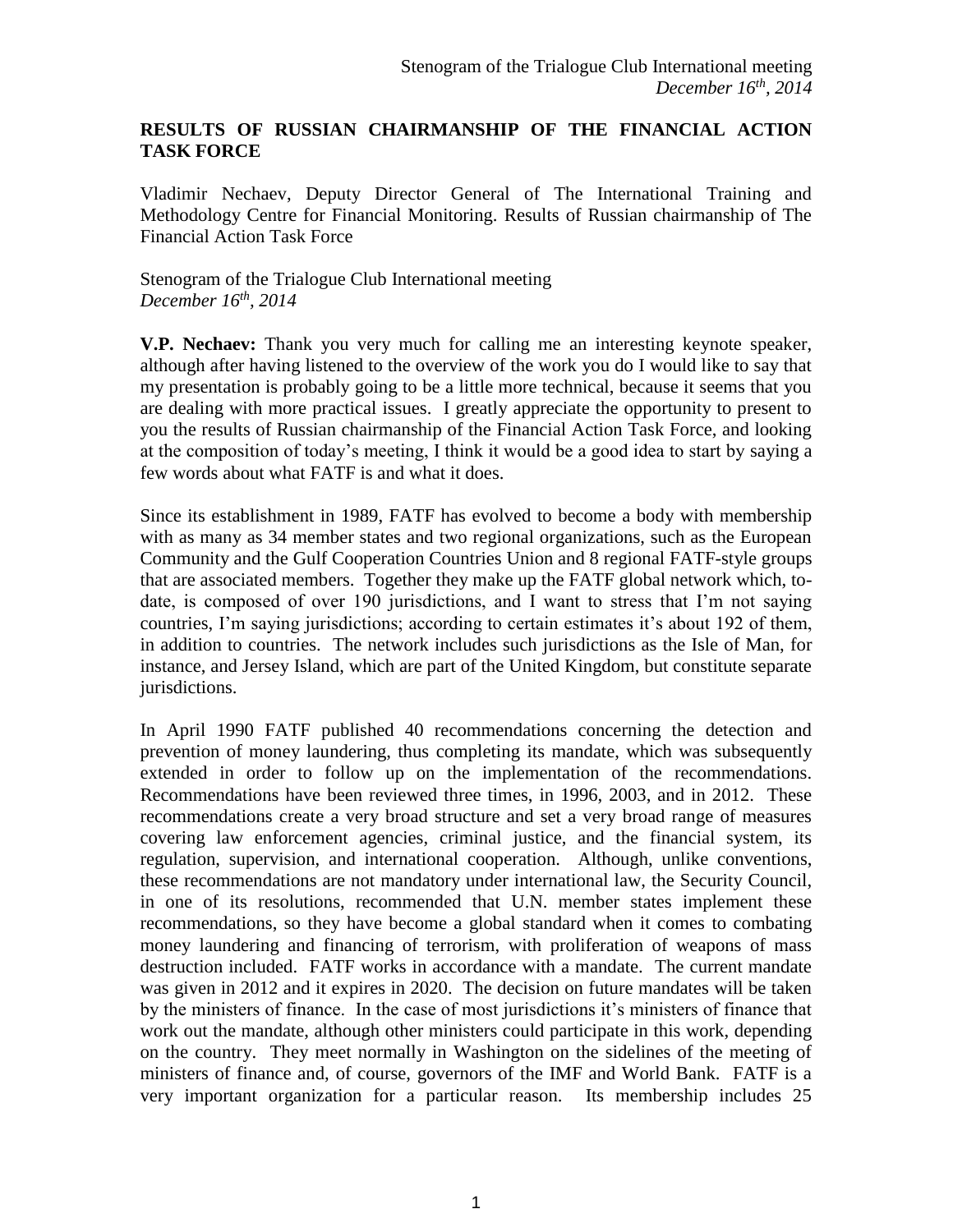Stenogram of the Trialogue Club International meeting
*December 16th, 2014*

## RESULTS OF RUSSIAN CHAIRMANSHIP OF THE FINANCIAL ACTION TASK FORCE

Vladimir Nechaev, Deputy Director General of The International Training and Methodology Centre for Financial Monitoring. Results of Russian chairmanship of The Financial Action Task Force

Stenogram of the Trialogue Club International meeting
*December 16th, 2014*

**V.P. Nechaev:** Thank you very much for calling me an interesting keynote speaker, although after having listened to the overview of the work you do I would like to say that my presentation is probably going to be a little more technical, because it seems that you are dealing with more practical issues. I greatly appreciate the opportunity to present to you the results of Russian chairmanship of the Financial Action Task Force, and looking at the composition of today's meeting, I think it would be a good idea to start by saying a few words about what FATF is and what it does.

Since its establishment in 1989, FATF has evolved to become a body with membership with as many as 34 member states and two regional organizations, such as the European Community and the Gulf Cooperation Countries Union and 8 regional FATF-style groups that are associated members. Together they make up the FATF global network which, to-date, is composed of over 190 jurisdictions, and I want to stress that I'm not saying countries, I'm saying jurisdictions; according to certain estimates it's about 192 of them, in addition to countries. The network includes such jurisdictions as the Isle of Man, for instance, and Jersey Island, which are part of the United Kingdom, but constitute separate jurisdictions.

In April 1990 FATF published 40 recommendations concerning the detection and prevention of money laundering, thus completing its mandate, which was subsequently extended in order to follow up on the implementation of the recommendations. Recommendations have been reviewed three times, in 1996, 2003, and in 2012. These recommendations create a very broad structure and set a very broad range of measures covering law enforcement agencies, criminal justice, and the financial system, its regulation, supervision, and international cooperation. Although, unlike conventions, these recommendations are not mandatory under international law, the Security Council, in one of its resolutions, recommended that U.N. member states implement these recommendations, so they have become a global standard when it comes to combating money laundering and financing of terrorism, with proliferation of weapons of mass destruction included. FATF works in accordance with a mandate. The current mandate was given in 2012 and it expires in 2020. The decision on future mandates will be taken by the ministers of finance. In the case of most jurisdictions it's ministers of finance that work out the mandate, although other ministers could participate in this work, depending on the country. They meet normally in Washington on the sidelines of the meeting of ministers of finance and, of course, governors of the IMF and World Bank. FATF is a very important organization for a particular reason. Its membership includes 25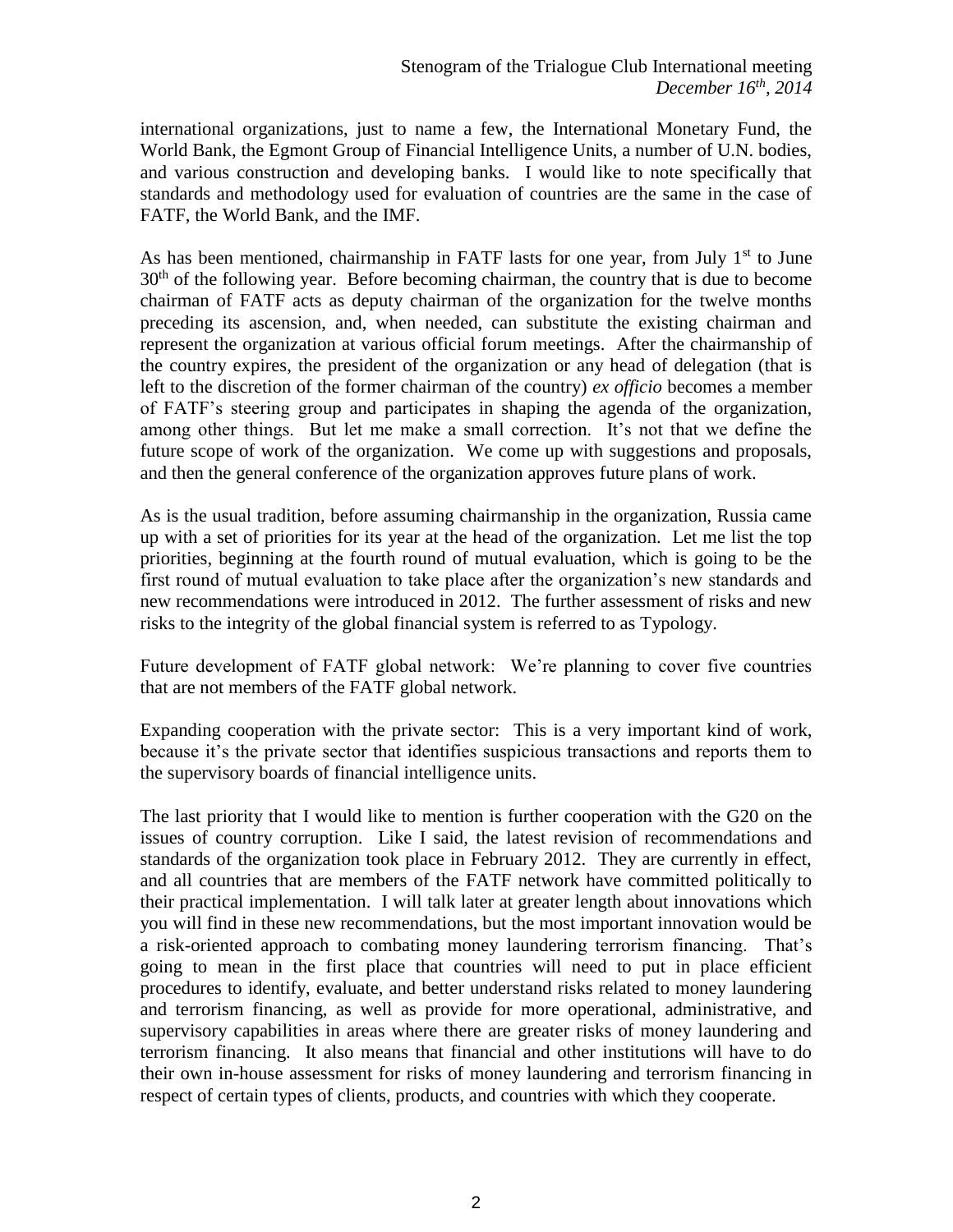international organizations, just to name a few, the International Monetary Fund, the World Bank, the Egmont Group of Financial Intelligence Units, a number of U.N. bodies, and various construction and developing banks. I would like to note specifically that standards and methodology used for evaluation of countries are the same in the case of FATF, the World Bank, and the IMF.

As has been mentioned, chairmanship in FATF lasts for one year, from July 1st to June 30th of the following year. Before becoming chairman, the country that is due to become chairman of FATF acts as deputy chairman of the organization for the twelve months preceding its ascension, and, when needed, can substitute the existing chairman and represent the organization at various official forum meetings. After the chairmanship of the country expires, the president of the organization or any head of delegation (that is left to the discretion of the former chairman of the country) *ex officio* becomes a member of FATF's steering group and participates in shaping the agenda of the organization, among other things. But let me make a small correction. It's not that we define the future scope of work of the organization. We come up with suggestions and proposals, and then the general conference of the organization approves future plans of work.

As is the usual tradition, before assuming chairmanship in the organization, Russia came up with a set of priorities for its year at the head of the organization. Let me list the top priorities, beginning at the fourth round of mutual evaluation, which is going to be the first round of mutual evaluation to take place after the organization's new standards and new recommendations were introduced in 2012. The further assessment of risks and new risks to the integrity of the global financial system is referred to as Typology.

Future development of FATF global network: We're planning to cover five countries that are not members of the FATF global network.

Expanding cooperation with the private sector: This is a very important kind of work, because it's the private sector that identifies suspicious transactions and reports them to the supervisory boards of financial intelligence units.

The last priority that I would like to mention is further cooperation with the G20 on the issues of country corruption. Like I said, the latest revision of recommendations and standards of the organization took place in February 2012. They are currently in effect, and all countries that are members of the FATF network have committed politically to their practical implementation. I will talk later at greater length about innovations which you will find in these new recommendations, but the most important innovation would be a risk-oriented approach to combating money laundering terrorism financing. That's going to mean in the first place that countries will need to put in place efficient procedures to identify, evaluate, and better understand risks related to money laundering and terrorism financing, as well as provide for more operational, administrative, and supervisory capabilities in areas where there are greater risks of money laundering and terrorism financing. It also means that financial and other institutions will have to do their own in-house assessment for risks of money laundering and terrorism financing in respect of certain types of clients, products, and countries with which they cooperate.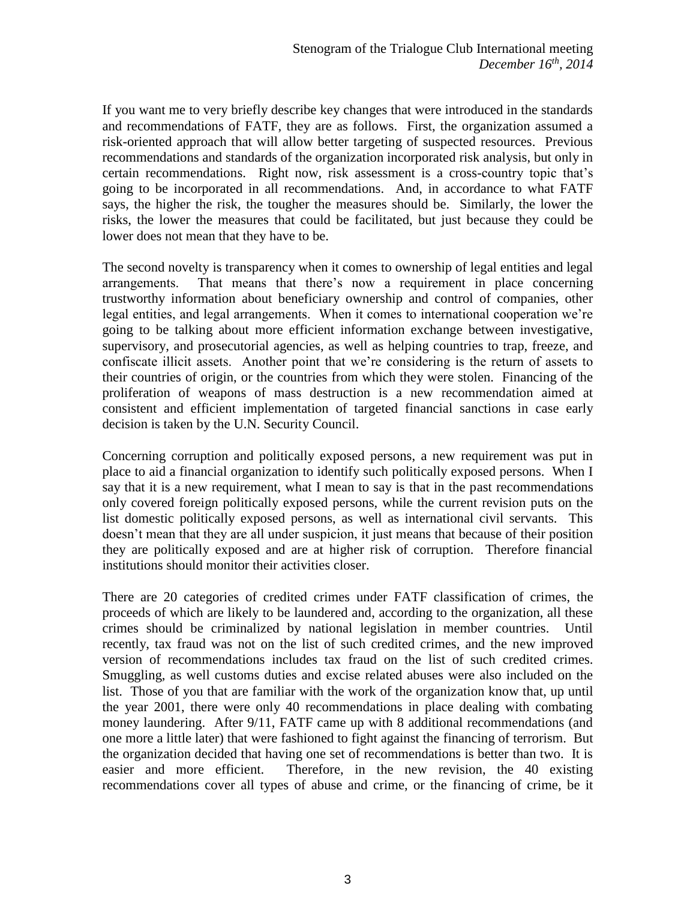If you want me to very briefly describe key changes that were introduced in the standards and recommendations of FATF, they are as follows. First, the organization assumed a risk-oriented approach that will allow better targeting of suspected resources. Previous recommendations and standards of the organization incorporated risk analysis, but only in certain recommendations. Right now, risk assessment is a cross-country topic that's going to be incorporated in all recommendations. And, in accordance to what FATF says, the higher the risk, the tougher the measures should be. Similarly, the lower the risks, the lower the measures that could be facilitated, but just because they could be lower does not mean that they have to be.

The second novelty is transparency when it comes to ownership of legal entities and legal arrangements. That means that there's now a requirement in place concerning trustworthy information about beneficiary ownership and control of companies, other legal entities, and legal arrangements. When it comes to international cooperation we're going to be talking about more efficient information exchange between investigative, supervisory, and prosecutorial agencies, as well as helping countries to trap, freeze, and confiscate illicit assets. Another point that we're considering is the return of assets to their countries of origin, or the countries from which they were stolen. Financing of the proliferation of weapons of mass destruction is a new recommendation aimed at consistent and efficient implementation of targeted financial sanctions in case early decision is taken by the U.N. Security Council.

Concerning corruption and politically exposed persons, a new requirement was put in place to aid a financial organization to identify such politically exposed persons. When I say that it is a new requirement, what I mean to say is that in the past recommendations only covered foreign politically exposed persons, while the current revision puts on the list domestic politically exposed persons, as well as international civil servants. This doesn't mean that they are all under suspicion, it just means that because of their position they are politically exposed and are at higher risk of corruption. Therefore financial institutions should monitor their activities closer.

There are 20 categories of credited crimes under FATF classification of crimes, the proceeds of which are likely to be laundered and, according to the organization, all these crimes should be criminalized by national legislation in member countries. Until recently, tax fraud was not on the list of such credited crimes, and the new improved version of recommendations includes tax fraud on the list of such credited crimes. Smuggling, as well customs duties and excise related abuses were also included on the list. Those of you that are familiar with the work of the organization know that, up until the year 2001, there were only 40 recommendations in place dealing with combating money laundering. After 9/11, FATF came up with 8 additional recommendations (and one more a little later) that were fashioned to fight against the financing of terrorism. But the organization decided that having one set of recommendations is better than two. It is easier and more efficient. Therefore, in the new revision, the 40 existing recommendations cover all types of abuse and crime, or the financing of crime, be it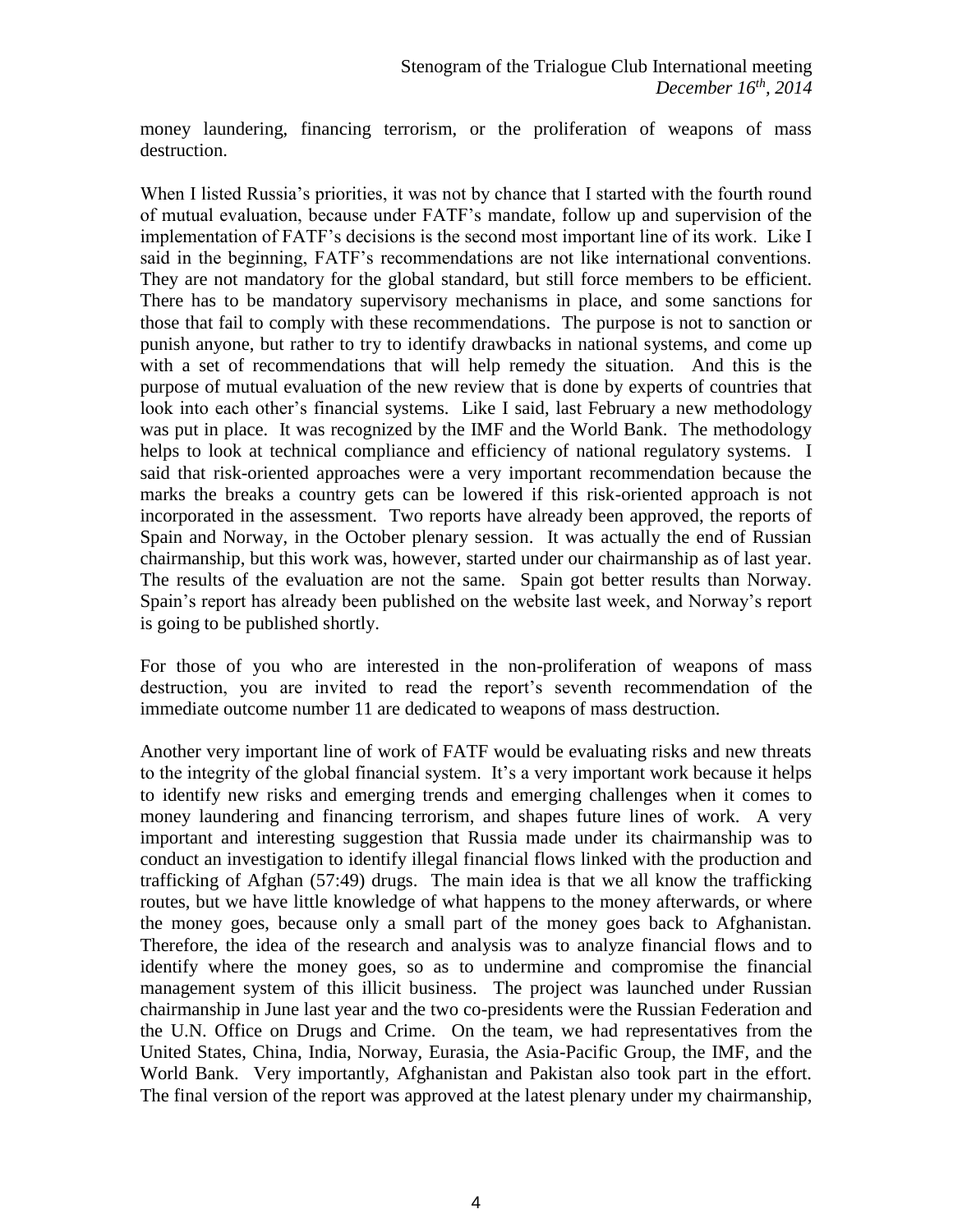money laundering, financing terrorism, or the proliferation of weapons of mass destruction.

When I listed Russia's priorities, it was not by chance that I started with the fourth round of mutual evaluation, because under FATF's mandate, follow up and supervision of the implementation of FATF's decisions is the second most important line of its work. Like I said in the beginning, FATF's recommendations are not like international conventions. They are not mandatory for the global standard, but still force members to be efficient. There has to be mandatory supervisory mechanisms in place, and some sanctions for those that fail to comply with these recommendations. The purpose is not to sanction or punish anyone, but rather to try to identify drawbacks in national systems, and come up with a set of recommendations that will help remedy the situation. And this is the purpose of mutual evaluation of the new review that is done by experts of countries that look into each other's financial systems. Like I said, last February a new methodology was put in place. It was recognized by the IMF and the World Bank. The methodology helps to look at technical compliance and efficiency of national regulatory systems. I said that risk-oriented approaches were a very important recommendation because the marks the breaks a country gets can be lowered if this risk-oriented approach is not incorporated in the assessment. Two reports have already been approved, the reports of Spain and Norway, in the October plenary session. It was actually the end of Russian chairmanship, but this work was, however, started under our chairmanship as of last year. The results of the evaluation are not the same. Spain got better results than Norway. Spain's report has already been published on the website last week, and Norway's report is going to be published shortly.

For those of you who are interested in the non-proliferation of weapons of mass destruction, you are invited to read the report's seventh recommendation of the immediate outcome number 11 are dedicated to weapons of mass destruction.

Another very important line of work of FATF would be evaluating risks and new threats to the integrity of the global financial system. It's a very important work because it helps to identify new risks and emerging trends and emerging challenges when it comes to money laundering and financing terrorism, and shapes future lines of work. A very important and interesting suggestion that Russia made under its chairmanship was to conduct an investigation to identify illegal financial flows linked with the production and trafficking of Afghan (57:49) drugs. The main idea is that we all know the trafficking routes, but we have little knowledge of what happens to the money afterwards, or where the money goes, because only a small part of the money goes back to Afghanistan. Therefore, the idea of the research and analysis was to analyze financial flows and to identify where the money goes, so as to undermine and compromise the financial management system of this illicit business. The project was launched under Russian chairmanship in June last year and the two co-presidents were the Russian Federation and the U.N. Office on Drugs and Crime. On the team, we had representatives from the United States, China, India, Norway, Eurasia, the Asia-Pacific Group, the IMF, and the World Bank. Very importantly, Afghanistan and Pakistan also took part in the effort. The final version of the report was approved at the latest plenary under my chairmanship,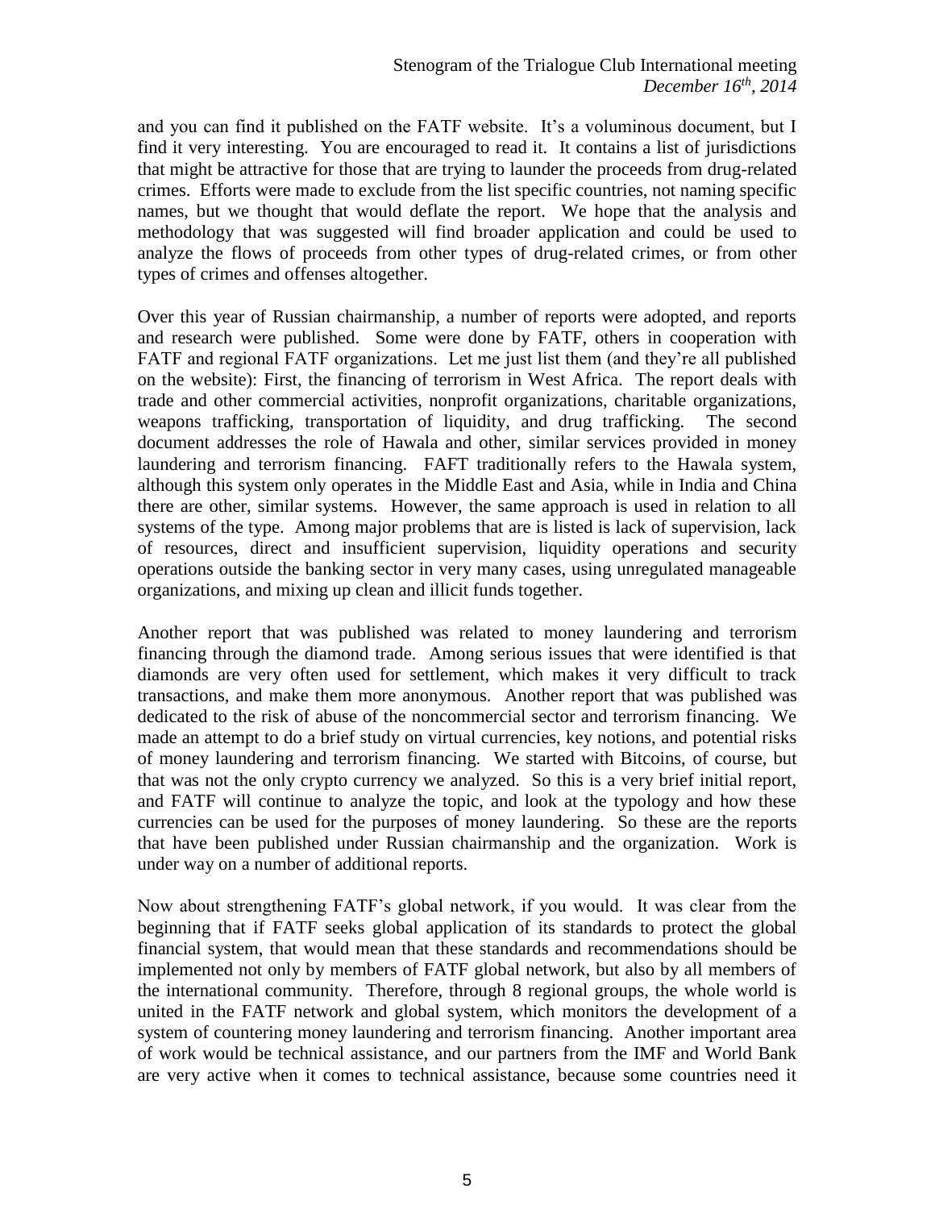and you can find it published on the FATF website. It's a voluminous document, but I find it very interesting. You are encouraged to read it. It contains a list of jurisdictions that might be attractive for those that are trying to launder the proceeds from drug-related crimes. Efforts were made to exclude from the list specific countries, not naming specific names, but we thought that would deflate the report. We hope that the analysis and methodology that was suggested will find broader application and could be used to analyze the flows of proceeds from other types of drug-related crimes, or from other types of crimes and offenses altogether.

Over this year of Russian chairmanship, a number of reports were adopted, and reports and research were published. Some were done by FATF, others in cooperation with FATF and regional FATF organizations. Let me just list them (and they're all published on the website): First, the financing of terrorism in West Africa. The report deals with trade and other commercial activities, nonprofit organizations, charitable organizations, weapons trafficking, transportation of liquidity, and drug trafficking. The second document addresses the role of Hawala and other, similar services provided in money laundering and terrorism financing. FAFT traditionally refers to the Hawala system, although this system only operates in the Middle East and Asia, while in India and China there are other, similar systems. However, the same approach is used in relation to all systems of the type. Among major problems that are is listed is lack of supervision, lack of resources, direct and insufficient supervision, liquidity operations and security operations outside the banking sector in very many cases, using unregulated manageable organizations, and mixing up clean and illicit funds together.

Another report that was published was related to money laundering and terrorism financing through the diamond trade. Among serious issues that were identified is that diamonds are very often used for settlement, which makes it very difficult to track transactions, and make them more anonymous. Another report that was published was dedicated to the risk of abuse of the noncommercial sector and terrorism financing. We made an attempt to do a brief study on virtual currencies, key notions, and potential risks of money laundering and terrorism financing. We started with Bitcoins, of course, but that was not the only crypto currency we analyzed. So this is a very brief initial report, and FATF will continue to analyze the topic, and look at the typology and how these currencies can be used for the purposes of money laundering. So these are the reports that have been published under Russian chairmanship and the organization. Work is under way on a number of additional reports.

Now about strengthening FATF's global network, if you would. It was clear from the beginning that if FATF seeks global application of its standards to protect the global financial system, that would mean that these standards and recommendations should be implemented not only by members of FATF global network, but also by all members of the international community. Therefore, through 8 regional groups, the whole world is united in the FATF network and global system, which monitors the development of a system of countering money laundering and terrorism financing. Another important area of work would be technical assistance, and our partners from the IMF and World Bank are very active when it comes to technical assistance, because some countries need it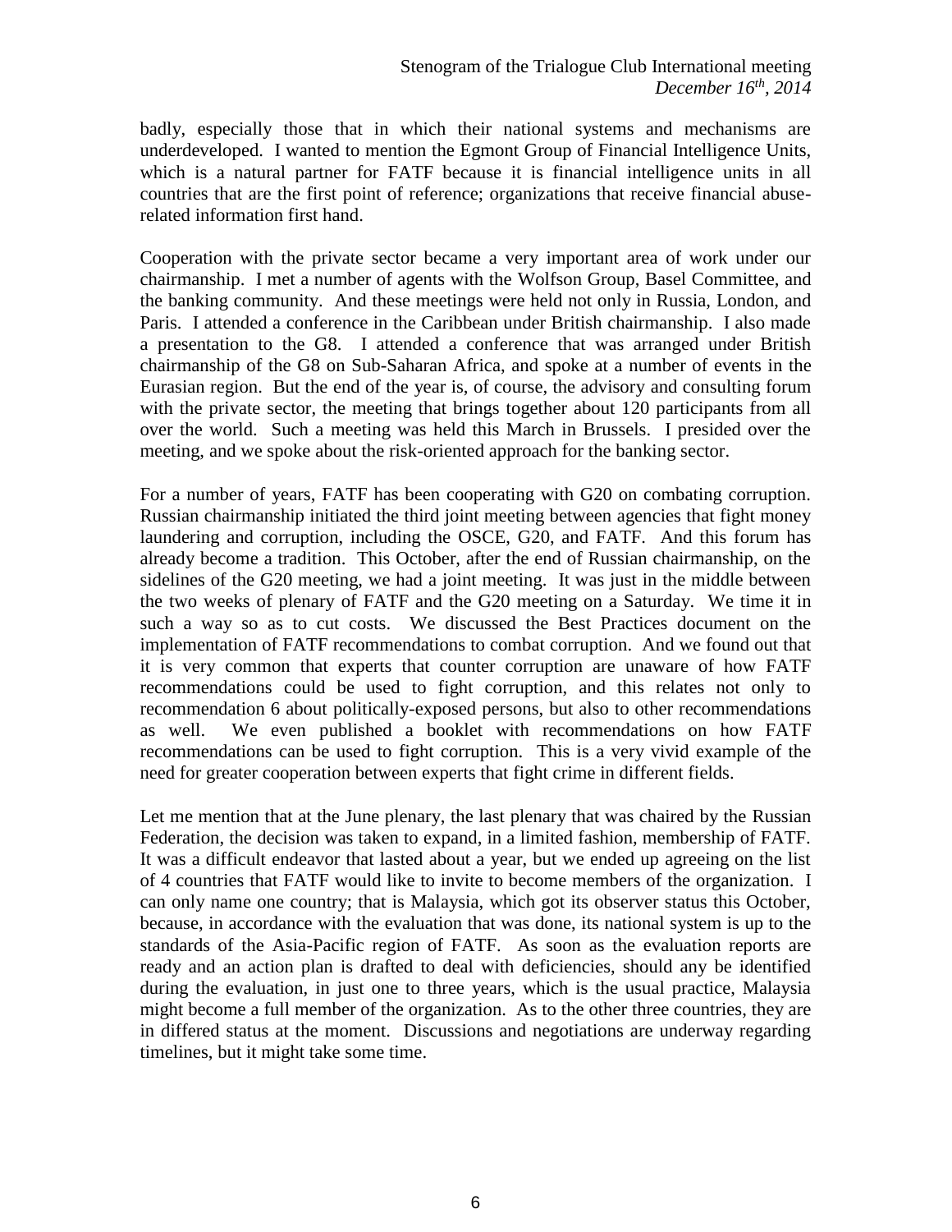badly, especially those that in which their national systems and mechanisms are underdeveloped. I wanted to mention the Egmont Group of Financial Intelligence Units, which is a natural partner for FATF because it is financial intelligence units in all countries that are the first point of reference; organizations that receive financial abuse-related information first hand.

Cooperation with the private sector became a very important area of work under our chairmanship. I met a number of agents with the Wolfson Group, Basel Committee, and the banking community. And these meetings were held not only in Russia, London, and Paris. I attended a conference in the Caribbean under British chairmanship. I also made a presentation to the G8. I attended a conference that was arranged under British chairmanship of the G8 on Sub-Saharan Africa, and spoke at a number of events in the Eurasian region. But the end of the year is, of course, the advisory and consulting forum with the private sector, the meeting that brings together about 120 participants from all over the world. Such a meeting was held this March in Brussels. I presided over the meeting, and we spoke about the risk-oriented approach for the banking sector.

For a number of years, FATF has been cooperating with G20 on combating corruption. Russian chairmanship initiated the third joint meeting between agencies that fight money laundering and corruption, including the OSCE, G20, and FATF. And this forum has already become a tradition. This October, after the end of Russian chairmanship, on the sidelines of the G20 meeting, we had a joint meeting. It was just in the middle between the two weeks of plenary of FATF and the G20 meeting on a Saturday. We time it in such a way so as to cut costs. We discussed the Best Practices document on the implementation of FATF recommendations to combat corruption. And we found out that it is very common that experts that counter corruption are unaware of how FATF recommendations could be used to fight corruption, and this relates not only to recommendation 6 about politically-exposed persons, but also to other recommendations as well. We even published a booklet with recommendations on how FATF recommendations can be used to fight corruption. This is a very vivid example of the need for greater cooperation between experts that fight crime in different fields.

Let me mention that at the June plenary, the last plenary that was chaired by the Russian Federation, the decision was taken to expand, in a limited fashion, membership of FATF. It was a difficult endeavor that lasted about a year, but we ended up agreeing on the list of 4 countries that FATF would like to invite to become members of the organization. I can only name one country; that is Malaysia, which got its observer status this October, because, in accordance with the evaluation that was done, its national system is up to the standards of the Asia-Pacific region of FATF. As soon as the evaluation reports are ready and an action plan is drafted to deal with deficiencies, should any be identified during the evaluation, in just one to three years, which is the usual practice, Malaysia might become a full member of the organization. As to the other three countries, they are in differed status at the moment. Discussions and negotiations are underway regarding timelines, but it might take some time.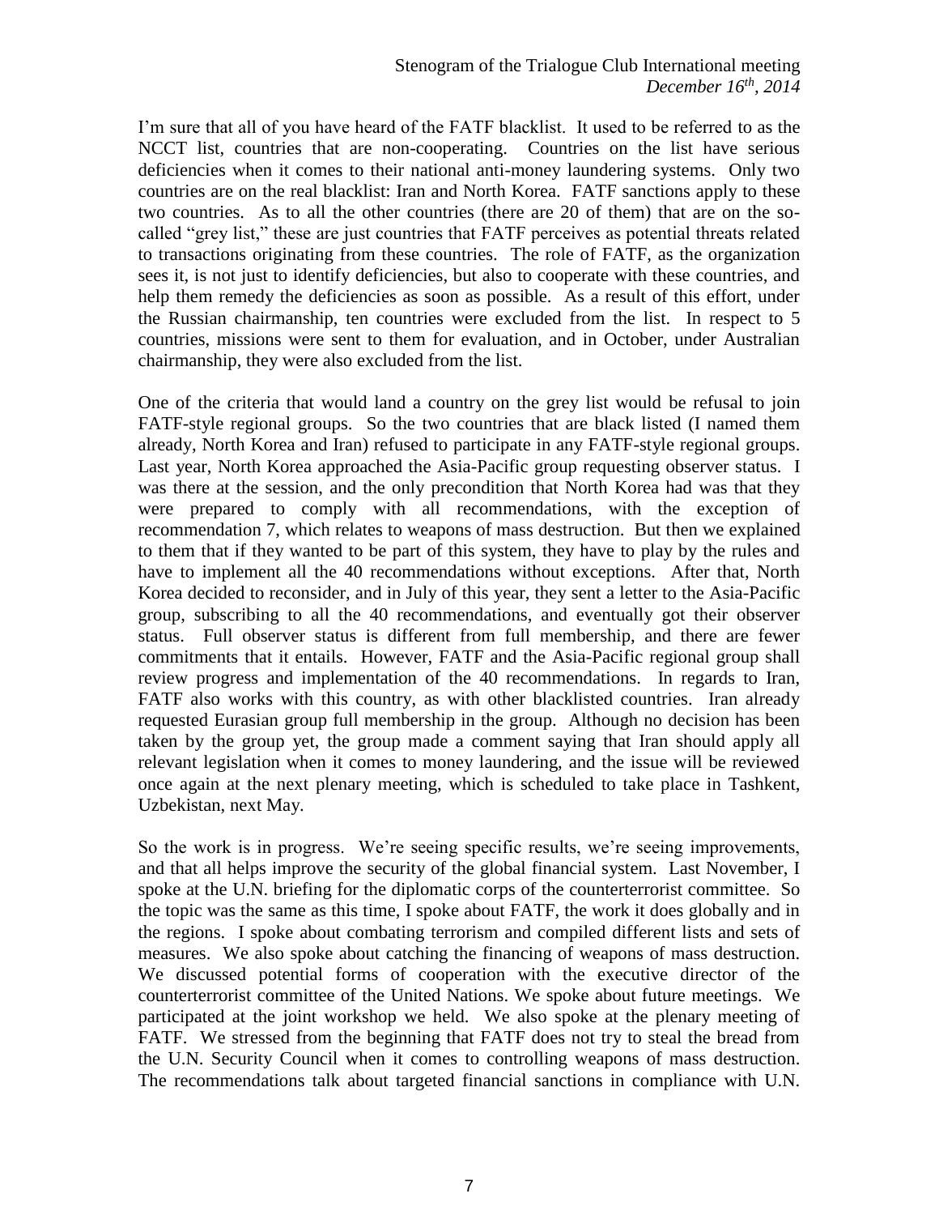I'm sure that all of you have heard of the FATF blacklist. It used to be referred to as the NCCT list, countries that are non-cooperating. Countries on the list have serious deficiencies when it comes to their national anti-money laundering systems. Only two countries are on the real blacklist: Iran and North Korea. FATF sanctions apply to these two countries. As to all the other countries (there are 20 of them) that are on the so-called "grey list," these are just countries that FATF perceives as potential threats related to transactions originating from these countries. The role of FATF, as the organization sees it, is not just to identify deficiencies, but also to cooperate with these countries, and help them remedy the deficiencies as soon as possible. As a result of this effort, under the Russian chairmanship, ten countries were excluded from the list. In respect to 5 countries, missions were sent to them for evaluation, and in October, under Australian chairmanship, they were also excluded from the list.

One of the criteria that would land a country on the grey list would be refusal to join FATF-style regional groups. So the two countries that are black listed (I named them already, North Korea and Iran) refused to participate in any FATF-style regional groups. Last year, North Korea approached the Asia-Pacific group requesting observer status. I was there at the session, and the only precondition that North Korea had was that they were prepared to comply with all recommendations, with the exception of recommendation 7, which relates to weapons of mass destruction. But then we explained to them that if they wanted to be part of this system, they have to play by the rules and have to implement all the 40 recommendations without exceptions. After that, North Korea decided to reconsider, and in July of this year, they sent a letter to the Asia-Pacific group, subscribing to all the 40 recommendations, and eventually got their observer status. Full observer status is different from full membership, and there are fewer commitments that it entails. However, FATF and the Asia-Pacific regional group shall review progress and implementation of the 40 recommendations. In regards to Iran, FATF also works with this country, as with other blacklisted countries. Iran already requested Eurasian group full membership in the group. Although no decision has been taken by the group yet, the group made a comment saying that Iran should apply all relevant legislation when it comes to money laundering, and the issue will be reviewed once again at the next plenary meeting, which is scheduled to take place in Tashkent, Uzbekistan, next May.

So the work is in progress. We're seeing specific results, we're seeing improvements, and that all helps improve the security of the global financial system. Last November, I spoke at the U.N. briefing for the diplomatic corps of the counterterrorist committee. So the topic was the same as this time, I spoke about FATF, the work it does globally and in the regions. I spoke about combating terrorism and compiled different lists and sets of measures. We also spoke about catching the financing of weapons of mass destruction. We discussed potential forms of cooperation with the executive director of the counterterrorist committee of the United Nations. We spoke about future meetings. We participated at the joint workshop we held. We also spoke at the plenary meeting of FATF. We stressed from the beginning that FATF does not try to steal the bread from the U.N. Security Council when it comes to controlling weapons of mass destruction. The recommendations talk about targeted financial sanctions in compliance with U.N.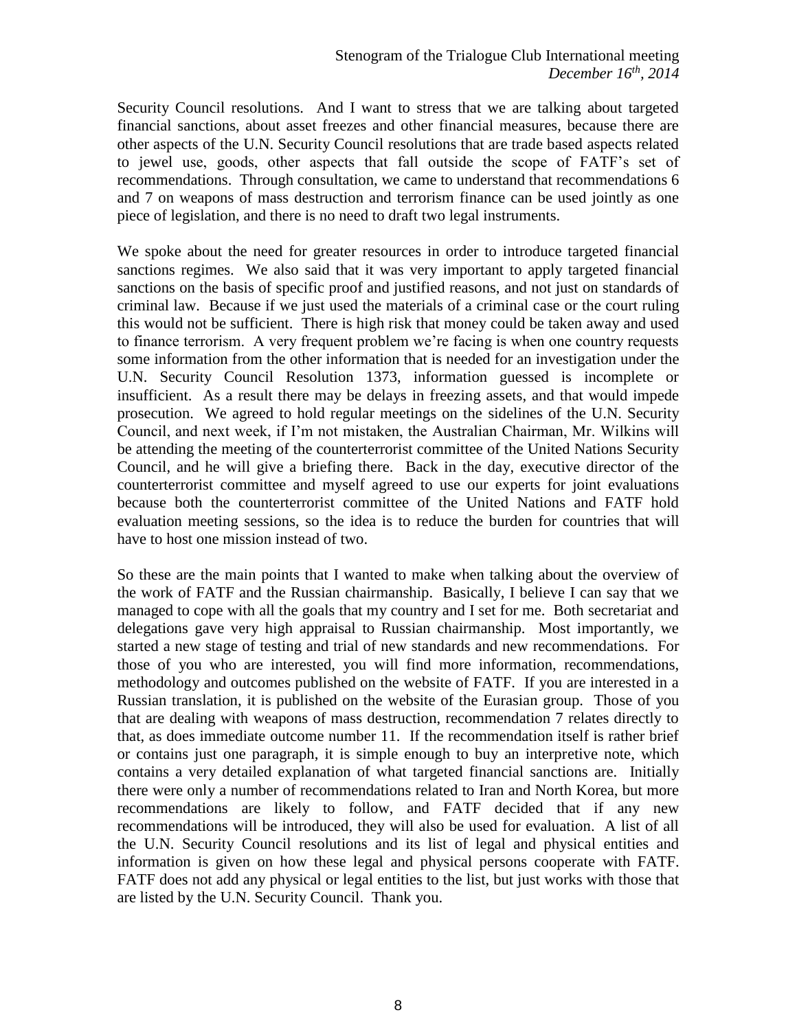Security Council resolutions. And I want to stress that we are talking about targeted financial sanctions, about asset freezes and other financial measures, because there are other aspects of the U.N. Security Council resolutions that are trade based aspects related to jewel use, goods, other aspects that fall outside the scope of FATF's set of recommendations. Through consultation, we came to understand that recommendations 6 and 7 on weapons of mass destruction and terrorism finance can be used jointly as one piece of legislation, and there is no need to draft two legal instruments.

We spoke about the need for greater resources in order to introduce targeted financial sanctions regimes. We also said that it was very important to apply targeted financial sanctions on the basis of specific proof and justified reasons, and not just on standards of criminal law. Because if we just used the materials of a criminal case or the court ruling this would not be sufficient. There is high risk that money could be taken away and used to finance terrorism. A very frequent problem we're facing is when one country requests some information from the other information that is needed for an investigation under the U.N. Security Council Resolution 1373, information guessed is incomplete or insufficient. As a result there may be delays in freezing assets, and that would impede prosecution. We agreed to hold regular meetings on the sidelines of the U.N. Security Council, and next week, if I'm not mistaken, the Australian Chairman, Mr. Wilkins will be attending the meeting of the counterterrorist committee of the United Nations Security Council, and he will give a briefing there. Back in the day, executive director of the counterterrorist committee and myself agreed to use our experts for joint evaluations because both the counterterrorist committee of the United Nations and FATF hold evaluation meeting sessions, so the idea is to reduce the burden for countries that will have to host one mission instead of two.

So these are the main points that I wanted to make when talking about the overview of the work of FATF and the Russian chairmanship. Basically, I believe I can say that we managed to cope with all the goals that my country and I set for me. Both secretariat and delegations gave very high appraisal to Russian chairmanship. Most importantly, we started a new stage of testing and trial of new standards and new recommendations. For those of you who are interested, you will find more information, recommendations, methodology and outcomes published on the website of FATF. If you are interested in a Russian translation, it is published on the website of the Eurasian group. Those of you that are dealing with weapons of mass destruction, recommendation 7 relates directly to that, as does immediate outcome number 11. If the recommendation itself is rather brief or contains just one paragraph, it is simple enough to buy an interpretive note, which contains a very detailed explanation of what targeted financial sanctions are. Initially there were only a number of recommendations related to Iran and North Korea, but more recommendations are likely to follow, and FATF decided that if any new recommendations will be introduced, they will also be used for evaluation. A list of all the U.N. Security Council resolutions and its list of legal and physical entities and information is given on how these legal and physical persons cooperate with FATF. FATF does not add any physical or legal entities to the list, but just works with those that are listed by the U.N. Security Council. Thank you.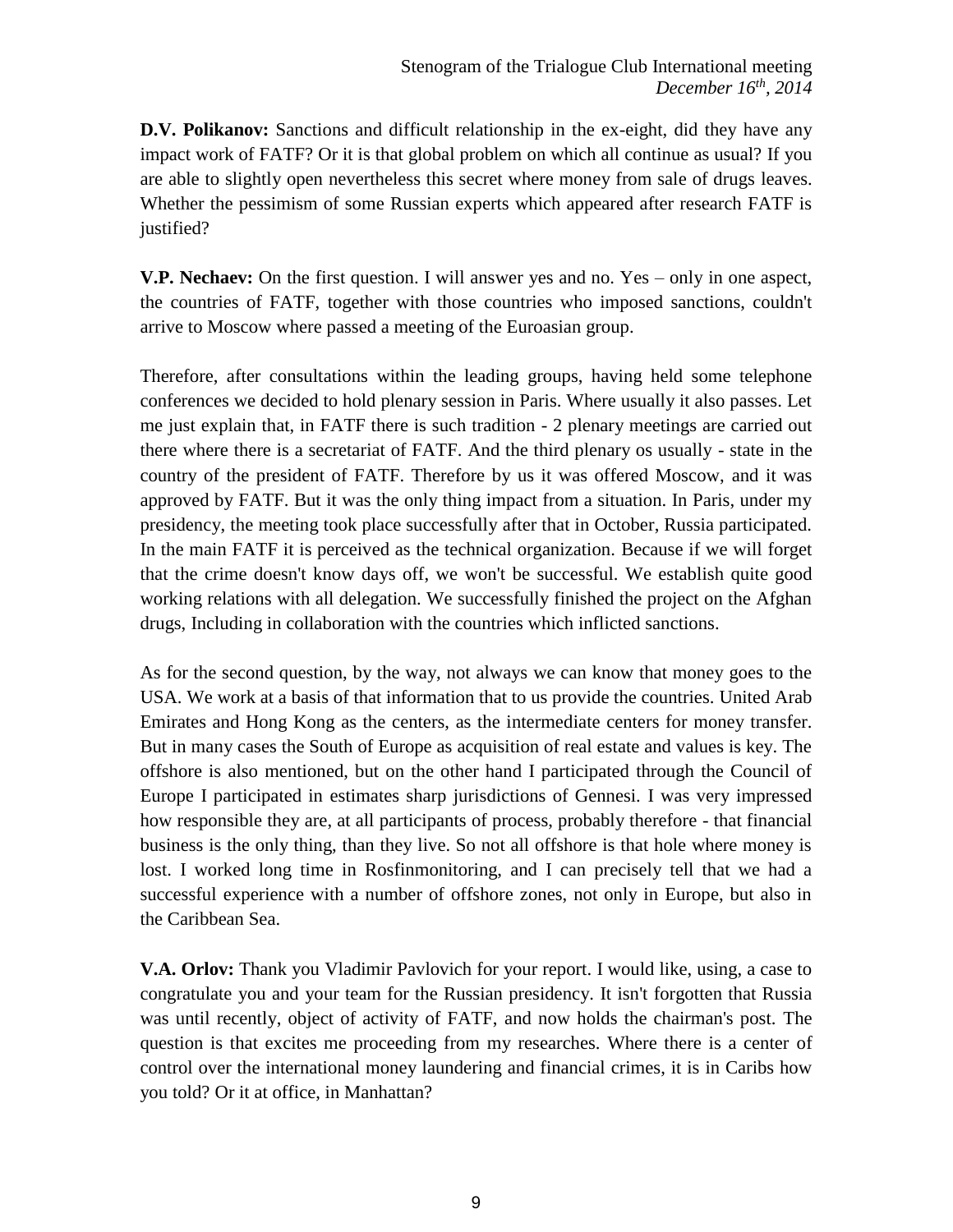**D.V. Polikanov:** Sanctions and difficult relationship in the ex-eight, did they have any impact work of FATF? Or it is that global problem on which all continue as usual? If you are able to slightly open nevertheless this secret where money from sale of drugs leaves. Whether the pessimism of some Russian experts which appeared after research FATF is justified?

**V.P. Nechaev:** On the first question. I will answer yes and no. Yes – only in one aspect, the countries of FATF, together with those countries who imposed sanctions, couldn't arrive to Moscow where passed a meeting of the Euroasian group.

Therefore, after consultations within the leading groups, having held some telephone conferences we decided to hold plenary session in Paris. Where usually it also passes. Let me just explain that, in FATF there is such tradition - 2 plenary meetings are carried out there where there is a secretariat of FATF. And the third plenary os usually - state in the country of the president of FATF. Therefore by us it was offered Moscow, and it was approved by FATF. But it was the only thing impact from a situation. In Paris, under my presidency, the meeting took place successfully after that in October, Russia participated. In the main FATF it is perceived as the technical organization. Because if we will forget that the crime doesn't know days off, we won't be successful. We establish quite good working relations with all delegation. We successfully finished the project on the Afghan drugs, Including in collaboration with the countries which inflicted sanctions.

As for the second question, by the way, not always we can know that money goes to the USA. We work at a basis of that information that to us provide the countries. United Arab Emirates and Hong Kong as the centers, as the intermediate centers for money transfer. But in many cases the South of Europe as acquisition of real estate and values is key. The offshore is also mentioned, but on the other hand I participated through the Council of Europe I participated in estimates sharp jurisdictions of Gennesi. I was very impressed how responsible they are, at all participants of process, probably therefore - that financial business is the only thing, than they live. So not all offshore is that hole where money is lost. I worked long time in Rosfinmonitoring, and I can precisely tell that we had a successful experience with a number of offshore zones, not only in Europe, but also in the Caribbean Sea.

**V.A. Orlov:** Thank you Vladimir Pavlovich for your report. I would like, using, a case to congratulate you and your team for the Russian presidency. It isn't forgotten that Russia was until recently, object of activity of FATF, and now holds the chairman's post. The question is that excites me proceeding from my researches. Where there is a center of control over the international money laundering and financial crimes, it is in Caribs how you told? Or it at office, in Manhattan?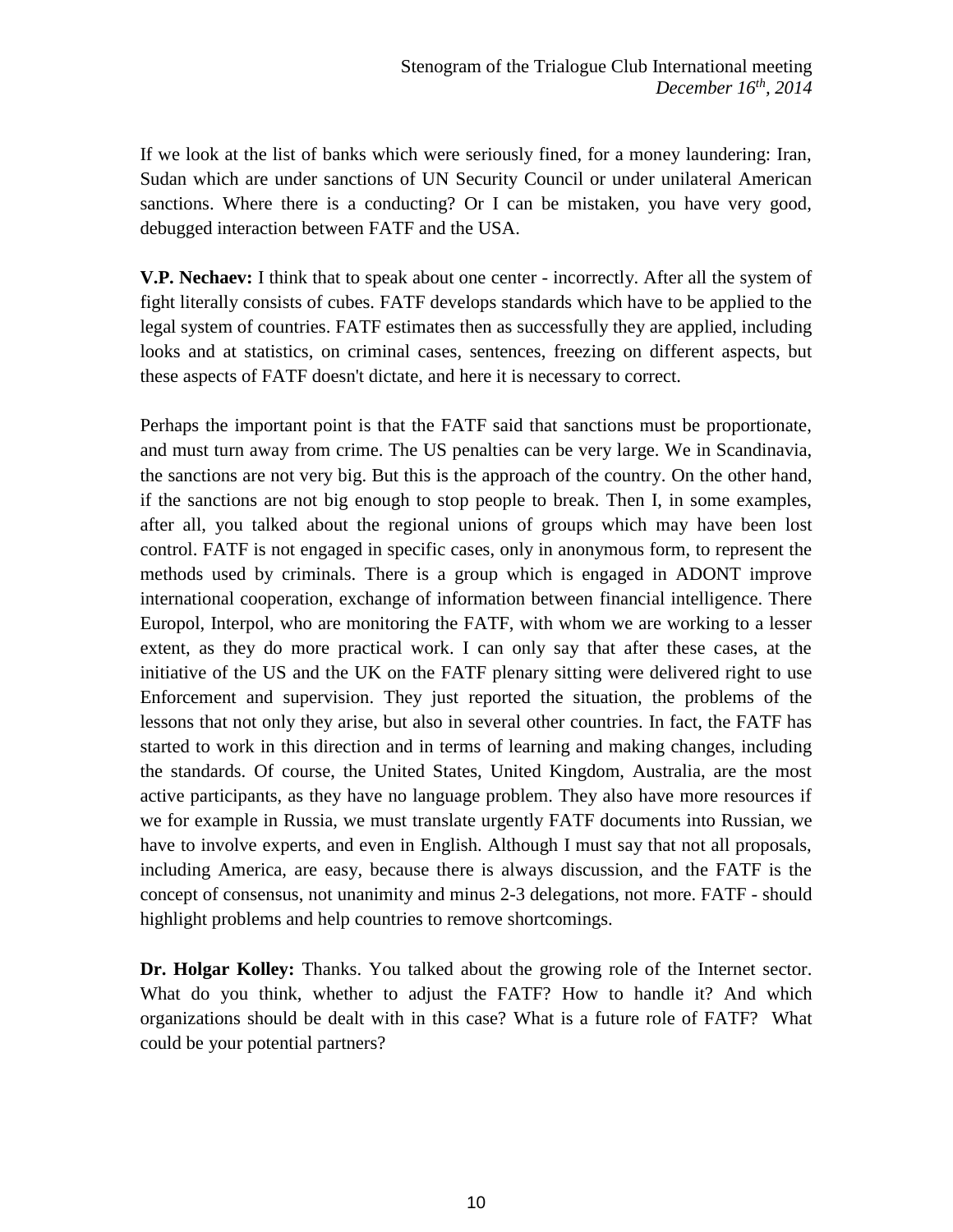If we look at the list of banks which were seriously fined, for a money laundering: Iran, Sudan which are under sanctions of UN Security Council or under unilateral American sanctions. Where there is a conducting? Or I can be mistaken, you have very good, debugged interaction between FATF and the USA.

**V.P. Nechaev:** I think that to speak about one center - incorrectly. After all the system of fight literally consists of cubes. FATF develops standards which have to be applied to the legal system of countries. FATF estimates then as successfully they are applied, including looks and at statistics, on criminal cases, sentences, freezing on different aspects, but these aspects of FATF doesn't dictate, and here it is necessary to correct.

Perhaps the important point is that the FATF said that sanctions must be proportionate, and must turn away from crime. The US penalties can be very large. We in Scandinavia, the sanctions are not very big. But this is the approach of the country. On the other hand, if the sanctions are not big enough to stop people to break. Then I, in some examples, after all, you talked about the regional unions of groups which may have been lost control. FATF is not engaged in specific cases, only in anonymous form, to represent the methods used by criminals. There is a group which is engaged in ADONT improve international cooperation, exchange of information between financial intelligence. There Europol, Interpol, who are monitoring the FATF, with whom we are working to a lesser extent, as they do more practical work. I can only say that after these cases, at the initiative of the US and the UK on the FATF plenary sitting were delivered right to use Enforcement and supervision. They just reported the situation, the problems of the lessons that not only they arise, but also in several other countries. In fact, the FATF has started to work in this direction and in terms of learning and making changes, including the standards. Of course, the United States, United Kingdom, Australia, are the most active participants, as they have no language problem. They also have more resources if we for example in Russia, we must translate urgently FATF documents into Russian, we have to involve experts, and even in English. Although I must say that not all proposals, including America, are easy, because there is always discussion, and the FATF is the concept of consensus, not unanimity and minus 2-3 delegations, not more. FATF - should highlight problems and help countries to remove shortcomings.

**Dr. Holgar Kolley:** Thanks. You talked about the growing role of the Internet sector. What do you think, whether to adjust the FATF? How to handle it? And which organizations should be dealt with in this case? What is a future role of FATF? What could be your potential partners?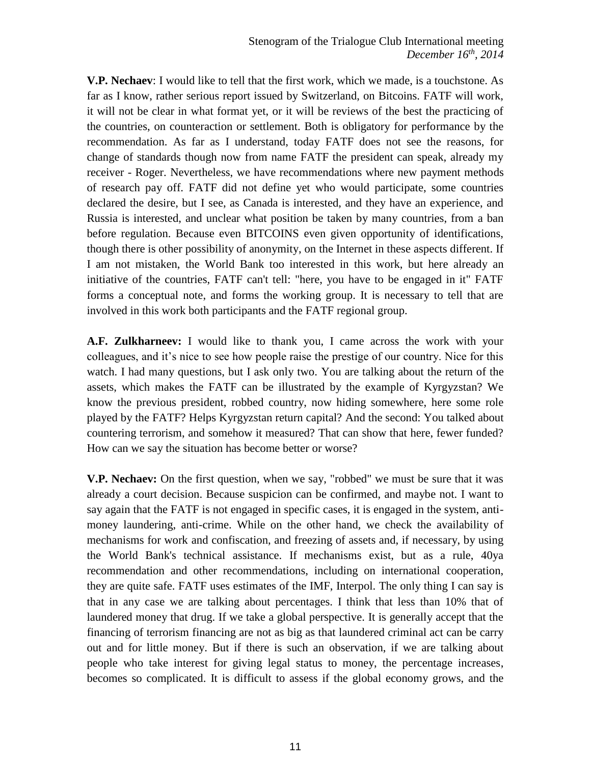**V.P. Nechaev**: I would like to tell that the first work, which we made, is a touchstone. As far as I know, rather serious report issued by Switzerland, on Bitcoins. FATF will work, it will not be clear in what format yet, or it will be reviews of the best the practicing of the countries, on counteraction or settlement. Both is obligatory for performance by the recommendation. As far as I understand, today FATF does not see the reasons, for change of standards though now from name FATF the president can speak, already my receiver - Roger. Nevertheless, we have recommendations where new payment methods of research pay off. FATF did not define yet who would participate, some countries declared the desire, but I see, as Canada is interested, and they have an experience, and Russia is interested, and unclear what position be taken by many countries, from a ban before regulation. Because even BITCOINS even given opportunity of identifications, though there is other possibility of anonymity, on the Internet in these aspects different. If I am not mistaken, the World Bank too interested in this work, but here already an initiative of the countries, FATF can't tell: "here, you have to be engaged in it" FATF forms a conceptual note, and forms the working group. It is necessary to tell that are involved in this work both participants and the FATF regional group.

**A.F. Zulkharneev:** I would like to thank you, I came across the work with your colleagues, and it's nice to see how people raise the prestige of our country. Nice for this watch. I had many questions, but I ask only two. You are talking about the return of the assets, which makes the FATF can be illustrated by the example of Kyrgyzstan? We know the previous president, robbed country, now hiding somewhere, here some role played by the FATF? Helps Kyrgyzstan return capital? And the second: You talked about countering terrorism, and somehow it measured? That can show that here, fewer funded? How can we say the situation has become better or worse?

**V.P. Nechaev:** On the first question, when we say, "robbed" we must be sure that it was already a court decision. Because suspicion can be confirmed, and maybe not. I want to say again that the FATF is not engaged in specific cases, it is engaged in the system, anti-money laundering, anti-crime. While on the other hand, we check the availability of mechanisms for work and confiscation, and freezing of assets and, if necessary, by using the World Bank's technical assistance. If mechanisms exist, but as a rule, 40ya recommendation and other recommendations, including on international cooperation, they are quite safe. FATF uses estimates of the IMF, Interpol. The only thing I can say is that in any case we are talking about percentages. I think that less than 10% that of laundered money that drug. If we take a global perspective. It is generally accept that the financing of terrorism financing are not as big as that laundered criminal act can be carry out and for little money. But if there is such an observation, if we are talking about people who take interest for giving legal status to money, the percentage increases, becomes so complicated. It is difficult to assess if the global economy grows, and the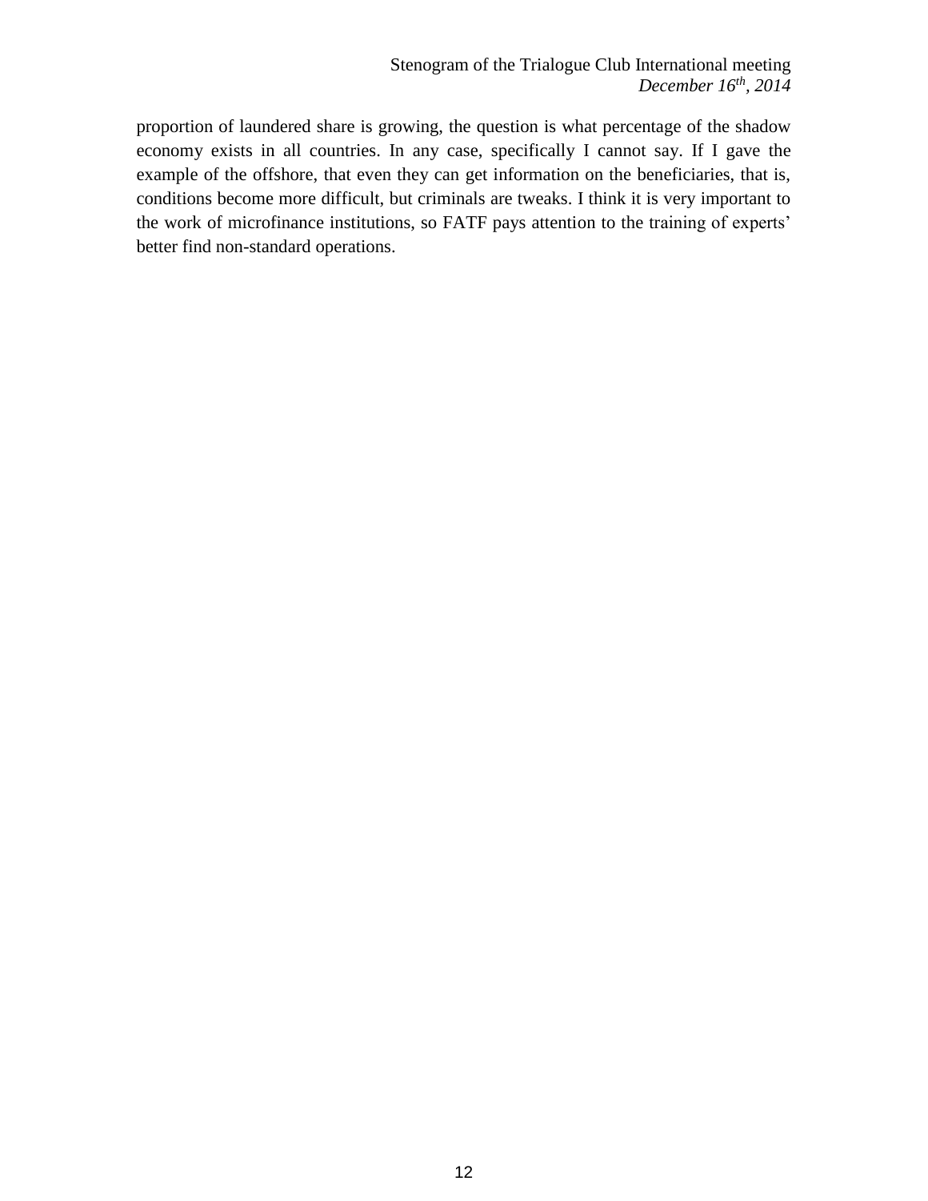proportion of laundered share is growing, the question is what percentage of the shadow economy exists in all countries. In any case, specifically I cannot say. If I gave the example of the offshore, that even they can get information on the beneficiaries, that is, conditions become more difficult, but criminals are tweaks. I think it is very important to the work of microfinance institutions, so FATF pays attention to the training of experts' better find non-standard operations.